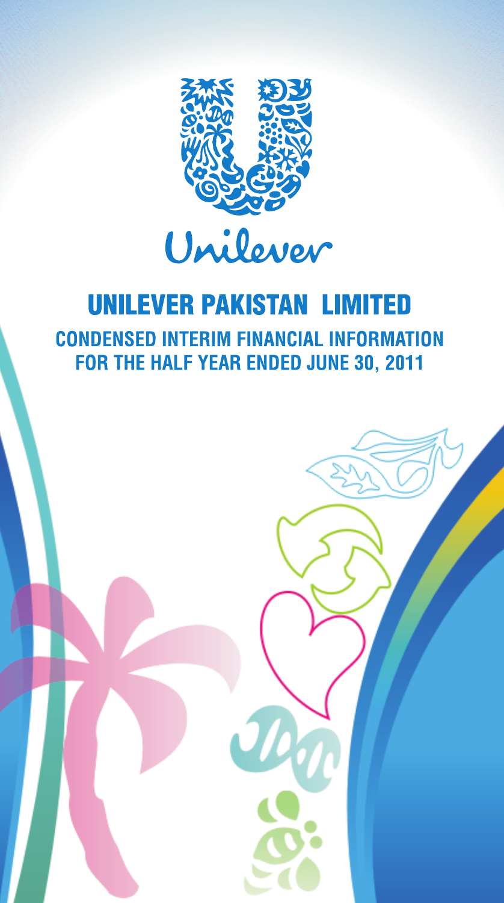Unilever

# UNILEVER PAKISTAN LIMITED

## CONDENSED INTERIM FINANCIAL INFORMATION FOR THE HALF YEAR ENDED JUNE 30, 2011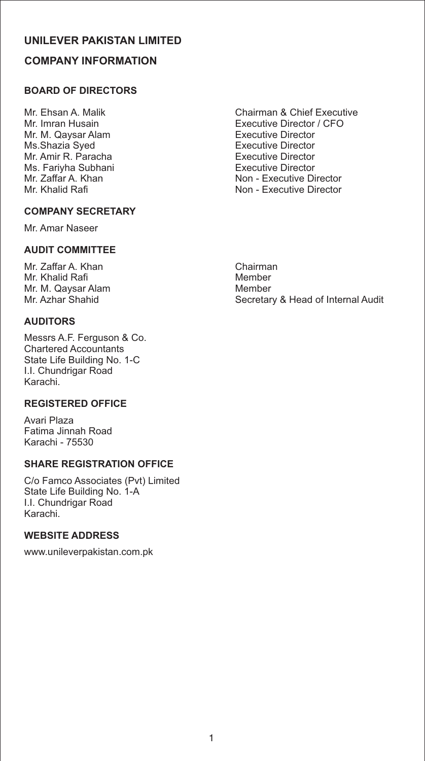# UNILEVER PAKISTAN LIMITED

## COMPANY INFORMATION

### BOARD OF DIRECTORS

| | |
|---|---|
| Mr. Ehsan A. Malik | Chairman & Chief Executive |
| Mr. Imran Husain | Executive Director / CFO |
| Mr. M. Qaysar Alam | Executive Director |
| Ms.Shazia Syed | Executive Director |
| Mr. Amir R. Paracha | Executive Director |
| Ms. Fariyha Subhani | Executive Director |
| Mr. Zaffar A. Khan | Non - Executive Director |
| Mr. Khalid Rafi | Non - Executive Director |

### COMPANY SECRETARY

Mr. Amar Naseer

### AUDIT COMMITTEE

| | |
|---|---|
| Mr. Zaffar A. Khan | Chairman |
| Mr. Khalid Rafi | Member |
| Mr. M. Qaysar Alam | Member |
| Mr. Azhar Shahid | Secretary & Head of Internal Audit |

### AUDITORS

Messrs A.F. Ferguson & Co.
Chartered Accountants
State Life Building No. 1-C
I.I. Chundrigar Road
Karachi.

### REGISTERED OFFICE

Avari Plaza
Fatima Jinnah Road
Karachi - 75530

### SHARE REGISTRATION OFFICE

C/o Famco Associates (Pvt) Limited
State Life Building No. 1-A
I.I. Chundrigar Road
Karachi.

### WEBSITE ADDRESS

www.unileverpakistan.com.pk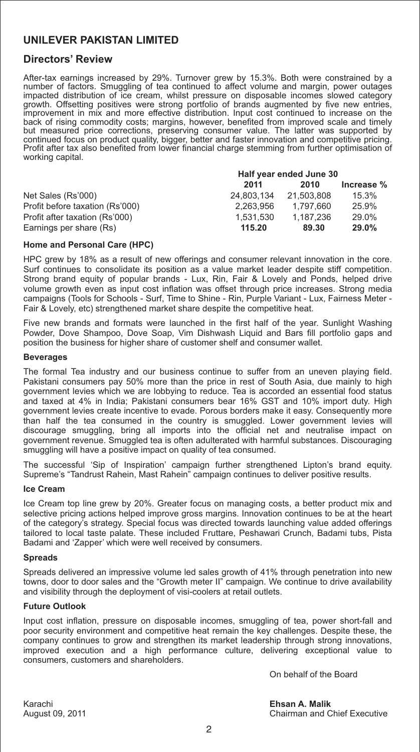# UNILEVER PAKISTAN LIMITED

## Directors' Review

After-tax earnings increased by 29%. Turnover grew by 15.3%. Both were constrained by a number of factors. Smuggling of tea continued to affect volume and margin, power outages impacted distribution of ice cream, whilst pressure on disposable incomes slowed category growth. Offsetting positives were strong portfolio of brands augmented by five new entries, improvement in mix and more effective distribution. Input cost continued to increase on the back of rising commodity costs; margins, however, benefited from improved scale and timely but measured price corrections, preserving consumer value. The latter was supported by continued focus on product quality, bigger, better and faster innovation and competitive pricing. Profit after tax also benefited from lower financial charge stemming from further optimisation of working capital.

| | Half year ended June 30 | | |
|---|---|---|---|
| | **2011** | **2010** | **Increase %** |
| Net Sales (Rs'000) | 24,803,134 | 21,503,808 | 15.3% |
| Profit before taxation (Rs'000) | 2,263,956 | 1,797,660 | 25.9% |
| Profit after taxation (Rs'000) | 1,531,530 | 1,187,236 | 29.0% |
| Earnings per share (Rs) | **115.20** | **89.30** | **29.0%** |

### Home and Personal Care (HPC)

HPC grew by 18% as a result of new offerings and consumer relevant innovation in the core. Surf continues to consolidate its position as a value market leader despite stiff competition. Strong brand equity of popular brands - Lux, Rin, Fair & Lovely and Ponds, helped drive volume growth even as input cost inflation was offset through price increases. Strong media campaigns (Tools for Schools - Surf, Time to Shine - Rin, Purple Variant - Lux, Fairness Meter - Fair & Lovely, etc) strengthened market share despite the competitive heat.

Five new brands and formats were launched in the first half of the year. Sunlight Washing Powder, Dove Shampoo, Dove Soap, Vim Dishwash Liquid and Bars fill portfolio gaps and position the business for higher share of customer shelf and consumer wallet.

### Beverages

The formal Tea industry and our business continue to suffer from an uneven playing field. Pakistani consumers pay 50% more than the price in rest of South Asia, due mainly to high government levies which we are lobbying to reduce. Tea is accorded an essential food status and taxed at 4% in India; Pakistani consumers bear 16% GST and 10% import duty. High government levies create incentive to evade. Porous borders make it easy. Consequently more than half the tea consumed in the country is smuggled. Lower government levies will discourage smuggling, bring all imports into the official net and neutralise impact on government revenue. Smuggled tea is often adulterated with harmful substances. Discouraging smuggling will have a positive impact on quality of tea consumed.

The successful 'Sip of Inspiration' campaign further strengthened Lipton's brand equity. Supreme's "Tandrust Rahein, Mast Rahein" campaign continues to deliver positive results.

### Ice Cream

Ice Cream top line grew by 20%. Greater focus on managing costs, a better product mix and selective pricing actions helped improve gross margins. Innovation continues to be at the heart of the category's strategy. Special focus was directed towards launching value added offerings tailored to local taste palate. These included Fruttare, Peshawari Crunch, Badami tubs, Pista Badami and 'Zapper' which were well received by consumers.

### Spreads

Spreads delivered an impressive volume led sales growth of 41% through penetration into new towns, door to door sales and the "Growth meter II" campaign. We continue to drive availability and visibility through the deployment of visi-coolers at retail outlets.

### Future Outlook

Input cost inflation, pressure on disposable incomes, smuggling of tea, power short-fall and poor security environment and competitive heat remain the key challenges. Despite these, the company continues to grow and strengthen its market leadership through strong innovations, improved execution and a high performance culture, delivering exceptional value to consumers, customers and shareholders.

On behalf of the Board

Karachi
August 09, 2011

**Ehsan A. Malik**
Chairman and Chief Executive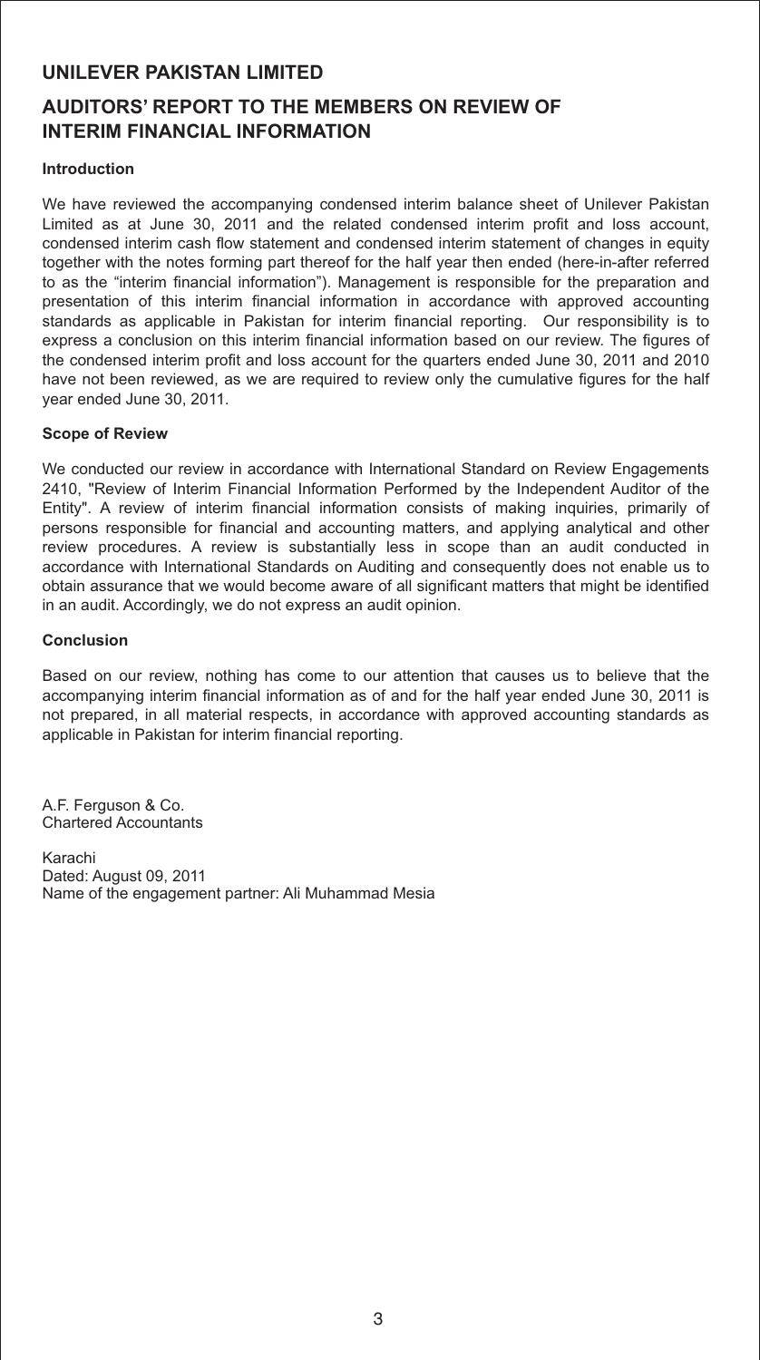# UNILEVER PAKISTAN LIMITED

## AUDITORS' REPORT TO THE MEMBERS ON REVIEW OF INTERIM FINANCIAL INFORMATION

### Introduction

We have reviewed the accompanying condensed interim balance sheet of Unilever Pakistan Limited as at June 30, 2011 and the related condensed interim profit and loss account, condensed interim cash flow statement and condensed interim statement of changes in equity together with the notes forming part thereof for the half year then ended (here-in-after referred to as the "interim financial information"). Management is responsible for the preparation and presentation of this interim financial information in accordance with approved accounting standards as applicable in Pakistan for interim financial reporting. Our responsibility is to express a conclusion on this interim financial information based on our review. The figures of the condensed interim profit and loss account for the quarters ended June 30, 2011 and 2010 have not been reviewed, as we are required to review only the cumulative figures for the half year ended June 30, 2011.

### Scope of Review

We conducted our review in accordance with International Standard on Review Engagements 2410, "Review of Interim Financial Information Performed by the Independent Auditor of the Entity". A review of interim financial information consists of making inquiries, primarily of persons responsible for financial and accounting matters, and applying analytical and other review procedures. A review is substantially less in scope than an audit conducted in accordance with International Standards on Auditing and consequently does not enable us to obtain assurance that we would become aware of all significant matters that might be identified in an audit. Accordingly, we do not express an audit opinion.

### Conclusion

Based on our review, nothing has come to our attention that causes us to believe that the accompanying interim financial information as of and for the half year ended June 30, 2011 is not prepared, in all material respects, in accordance with approved accounting standards as applicable in Pakistan for interim financial reporting.

A.F. Ferguson & Co.
Chartered Accountants

Karachi
Dated: August 09, 2011
Name of the engagement partner: Ali Muhammad Mesia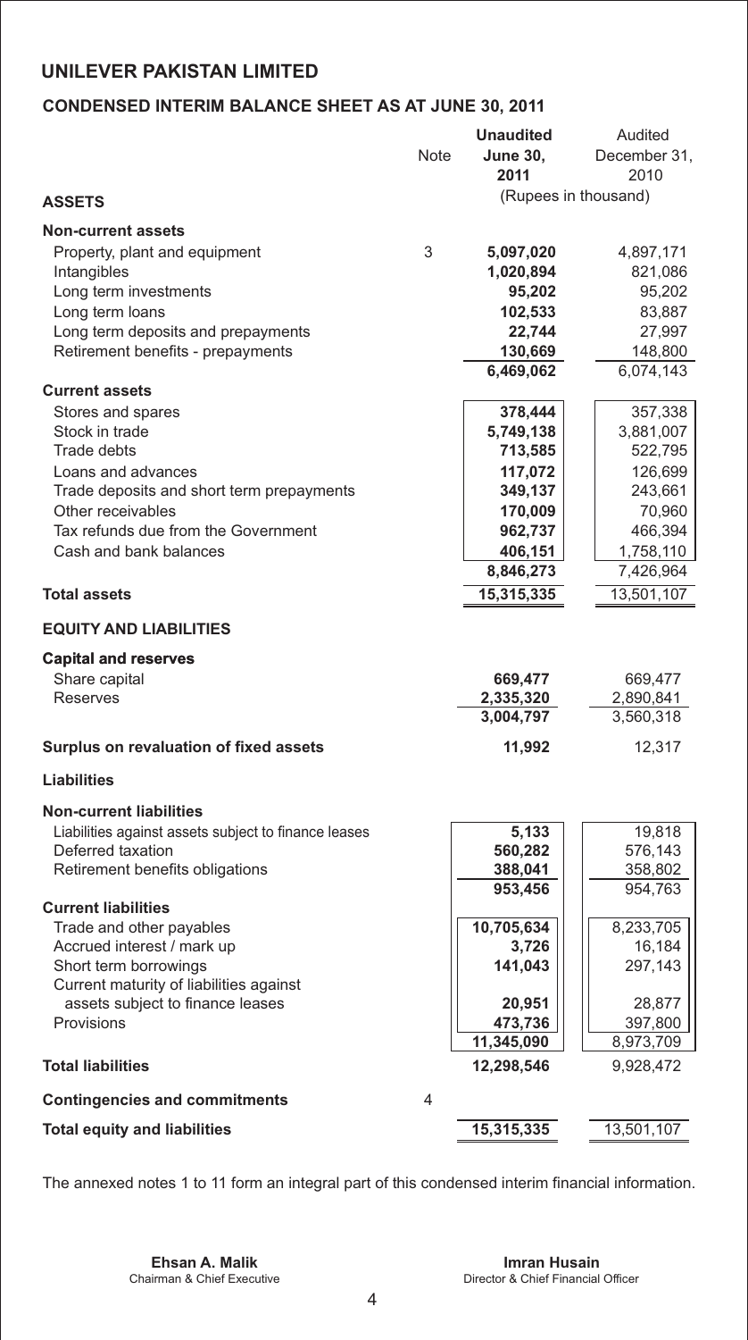# UNILEVER PAKISTAN LIMITED

## CONDENSED INTERIM BALANCE SHEET AS AT JUNE 30, 2011

| | Note | **Unaudited June 30, 2011** | Audited December 31, 2010 |
|---|---|---|---|
| **ASSETS** | | (Rupees in thousand) | |
| **Non-current assets** | | | |
| Property, plant and equipment | 3 | **5,097,020** | 4,897,171 |
| Intangibles | | **1,020,894** | 821,086 |
| Long term investments | | **95,202** | 95,202 |
| Long term loans | | **102,533** | 83,887 |
| Long term deposits and prepayments | | **22,744** | 27,997 |
| Retirement benefits - prepayments | | **130,669** | 148,800 |
| | | **6,469,062** | 6,074,143 |
| **Current assets** | | | |
| Stores and spares | | **378,444** | 357,338 |
| Stock in trade | | **5,749,138** | 3,881,007 |
| Trade debts | | **713,585** | 522,795 |
| Loans and advances | | **117,072** | 126,699 |
| Trade deposits and short term prepayments | | **349,137** | 243,661 |
| Other receivables | | **170,009** | 70,960 |
| Tax refunds due from the Government | | **962,737** | 466,394 |
| Cash and bank balances | | **406,151** | 1,758,110 |
| | | **8,846,273** | 7,426,964 |
| **Total assets** | | **15,315,335** | 13,501,107 |
| **EQUITY AND LIABILITIES** | | | |
| **Capital and reserves** | | | |
| Share capital | | **669,477** | 669,477 |
| Reserves | | **2,335,320** | 2,890,841 |
| | | **3,004,797** | 3,560,318 |
| **Surplus on revaluation of fixed assets** | | **11,992** | 12,317 |
| **Liabilities** | | | |
| **Non-current liabilities** | | | |
| Liabilities against assets subject to finance leases | | **5,133** | 19,818 |
| Deferred taxation | | **560,282** | 576,143 |
| Retirement benefits obligations | | **388,041** | 358,802 |
| | | **953,456** | 954,763 |
| **Current liabilities** | | | |
| Trade and other payables | | **10,705,634** | 8,233,705 |
| Accrued interest / mark up | | **3,726** | 16,184 |
| Short term borrowings | | **141,043** | 297,143 |
| Current maturity of liabilities against assets subject to finance leases | | **20,951** | 28,877 |
| Provisions | | **473,736** | 397,800 |
| | | **11,345,090** | 8,973,709 |
| **Total liabilities** | | **12,298,546** | 9,928,472 |
| **Contingencies and commitments** | 4 | | |
| **Total equity and liabilities** | | **15,315,335** | 13,501,107 |

The annexed notes 1 to 11 form an integral part of this condensed interim financial information.

**Ehsan A. Malik**
Chairman & Chief Executive

**Imran Husain**
Director & Chief Financial Officer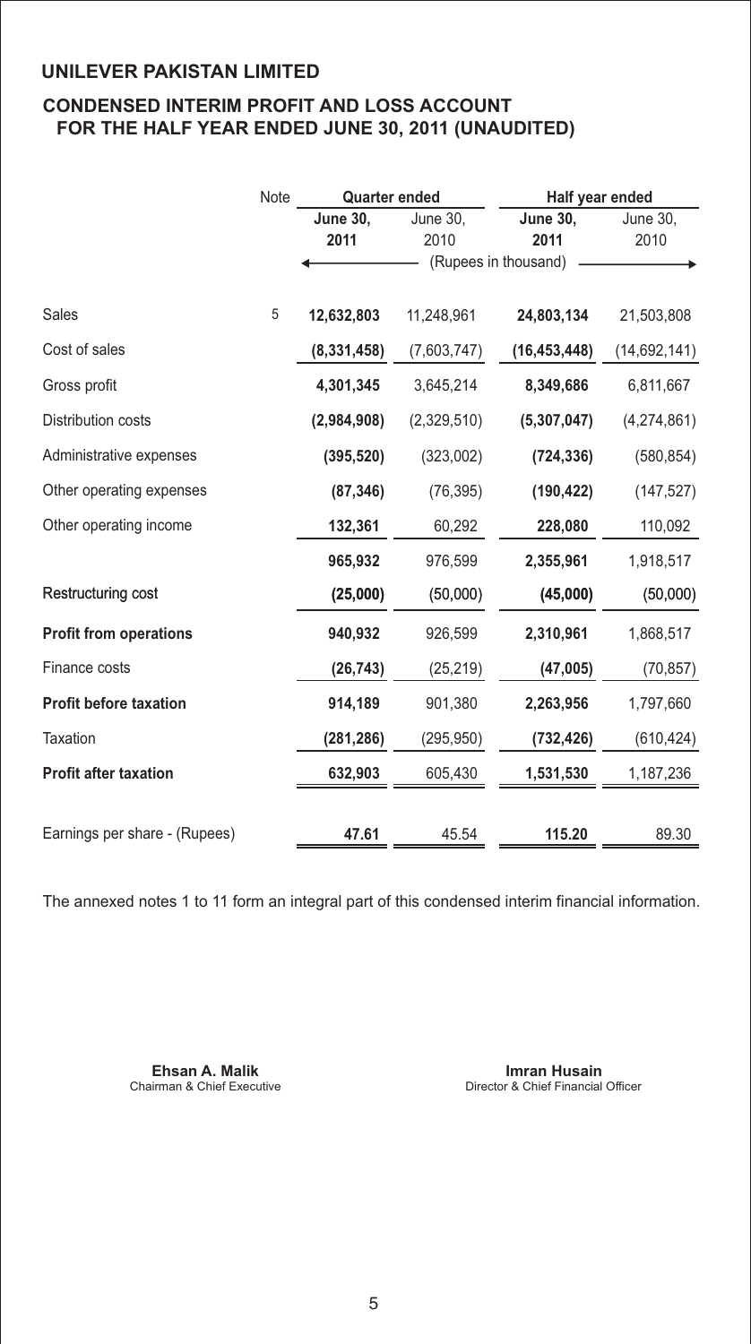## UNILEVER PAKISTAN LIMITED

## CONDENSED INTERIM PROFIT AND LOSS ACCOUNT FOR THE HALF YEAR ENDED JUNE 30, 2011 (UNAUDITED)

| | Note | Quarter ended | | Half year ended | |
|---|---|---|---|---|---|
| | | **June 30, 2011** | June 30, 2010 | **June 30, 2011** | June 30, 2010 |
| | | (Rupees in thousand) | | | |
| Sales | 5 | **12,632,803** | 11,248,961 | **24,803,134** | 21,503,808 |
| Cost of sales | | **(8,331,458)** | (7,603,747) | **(16,453,448)** | (14,692,141) |
| Gross profit | | **4,301,345** | 3,645,214 | **8,349,686** | 6,811,667 |
| Distribution costs | | **(2,984,908)** | (2,329,510) | **(5,307,047)** | (4,274,861) |
| Administrative expenses | | **(395,520)** | (323,002) | **(724,336)** | (580,854) |
| Other operating expenses | | **(87,346)** | (76,395) | **(190,422)** | (147,527) |
| Other operating income | | **132,361** | 60,292 | **228,080** | 110,092 |
| | | **965,932** | 976,599 | **2,355,961** | 1,918,517 |
| Restructuring cost | | **(25,000)** | (50,000) | **(45,000)** | (50,000) |
| **Profit from operations** | | **940,932** | 926,599 | **2,310,961** | 1,868,517 |
| Finance costs | | **(26,743)** | (25,219) | **(47,005)** | (70,857) |
| **Profit before taxation** | | **914,189** | 901,380 | **2,263,956** | 1,797,660 |
| Taxation | | **(281,286)** | (295,950) | **(732,426)** | (610,424) |
| **Profit after taxation** | | **632,903** | 605,430 | **1,531,530** | 1,187,236 |
| Earnings per share - (Rupees) | | **47.61** | 45.54 | **115.20** | 89.30 |

The annexed notes 1 to 11 form an integral part of this condensed interim financial information.

**Ehsan A. Malik**
Chairman & Chief Executive

**Imran Husain**
Director & Chief Financial Officer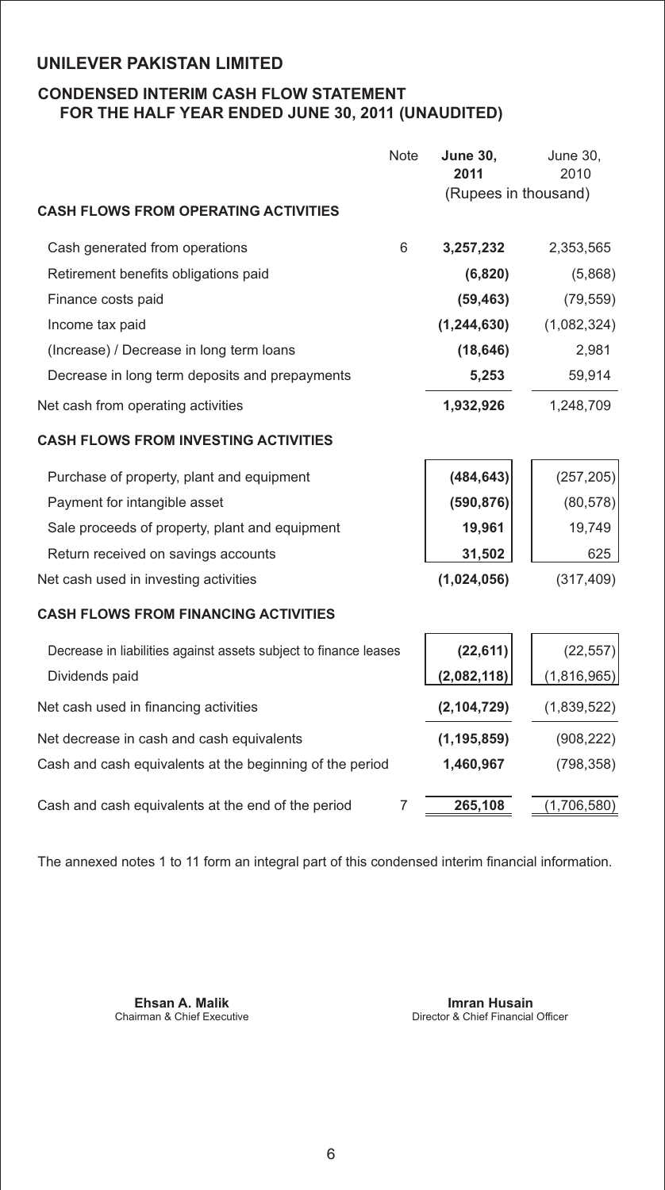# UNILEVER PAKISTAN LIMITED

## CONDENSED INTERIM CASH FLOW STATEMENT FOR THE HALF YEAR ENDED JUNE 30, 2011 (UNAUDITED)

| | Note | **June 30, 2011** | June 30, 2010 |
|---|---|---|---|
| | | (Rupees in thousand) | |
| **CASH FLOWS FROM OPERATING ACTIVITIES** | | | |
| Cash generated from operations | 6 | **3,257,232** | 2,353,565 |
| Retirement benefits obligations paid | | **(6,820)** | (5,868) |
| Finance costs paid | | **(59,463)** | (79,559) |
| Income tax paid | | **(1,244,630)** | (1,082,324) |
| (Increase) / Decrease in long term loans | | **(18,646)** | 2,981 |
| Decrease in long term deposits and prepayments | | **5,253** | 59,914 |
| Net cash from operating activities | | **1,932,926** | 1,248,709 |
| **CASH FLOWS FROM INVESTING ACTIVITIES** | | | |
| Purchase of property, plant and equipment | | **(484,643)** | (257,205) |
| Payment for intangible asset | | **(590,876)** | (80,578) |
| Sale proceeds of property, plant and equipment | | **19,961** | 19,749 |
| Return received on savings accounts | | **31,502** | 625 |
| Net cash used in investing activities | | **(1,024,056)** | (317,409) |
| **CASH FLOWS FROM FINANCING ACTIVITIES** | | | |
| Decrease in liabilities against assets subject to finance leases | | **(22,611)** | (22,557) |
| Dividends paid | | **(2,082,118)** | (1,816,965) |
| Net cash used in financing activities | | **(2,104,729)** | (1,839,522) |
| Net decrease in cash and cash equivalents | | **(1,195,859)** | (908,222) |
| Cash and cash equivalents at the beginning of the period | | **1,460,967** | (798,358) |
| Cash and cash equivalents at the end of the period | 7 | **265,108** | (1,706,580) |

The annexed notes 1 to 11 form an integral part of this condensed interim financial information.

**Ehsan A. Malik**
Chairman & Chief Executive

**Imran Husain**
Director & Chief Financial Officer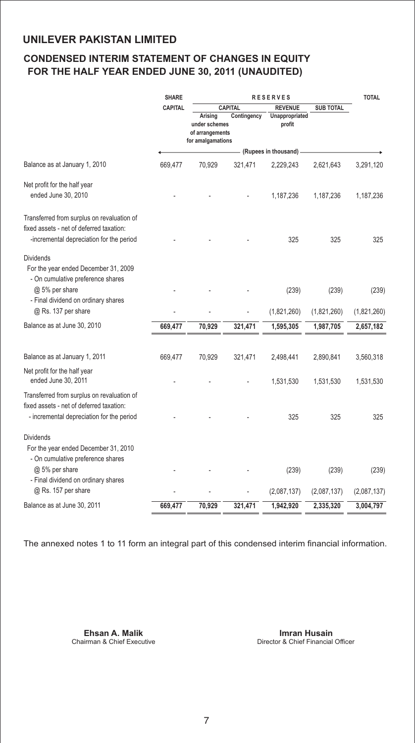# UNILEVER PAKISTAN LIMITED

## CONDENSED INTERIM STATEMENT OF CHANGES IN EQUITY FOR THE HALF YEAR ENDED JUNE 30, 2011 (UNAUDITED)

| | SHARE CAPITAL | RESERVES | | | | TOTAL |
|---|---|---|---|---|---|---|
| | | CAPITAL | | REVENUE | SUB TOTAL | |
| | | Arising under schemes of arrangements for amalgamations | Contingency | Unappropriated profit | | |
| | (Rupees in thousand) | | | | | |
| Balance as at January 1, 2010 | 669,477 | 70,929 | 321,471 | 2,229,243 | 2,621,643 | 3,291,120 |
| Net profit for the half year ended June 30, 2010 | - | - | - | 1,187,236 | 1,187,236 | 1,187,236 |
| Transferred from surplus on revaluation of fixed assets - net of deferred taxation: -incremental depreciation for the period | - | - | - | 325 | 325 | 325 |
| Dividends For the year ended December 31, 2009 - On cumulative preference shares @ 5% per share | - | - | - | (239) | (239) | (239) |
| - Final dividend on ordinary shares @ Rs. 137 per share | - | - | - | (1,821,260) | (1,821,260) | (1,821,260) |
| Balance as at June 30, 2010 | **669,477** | **70,929** | **321,471** | **1,595,305** | **1,987,705** | **2,657,182** |
| Balance as at January 1, 2011 | 669,477 | 70,929 | 321,471 | 2,498,441 | 2,890,841 | 3,560,318 |
| Net profit for the half year ended June 30, 2011 | - | - | - | 1,531,530 | 1,531,530 | 1,531,530 |
| Transferred from surplus on revaluation of fixed assets - net of deferred taxation: - incremental depreciation for the period | - | - | - | 325 | 325 | 325 |
| Dividends For the year ended December 31, 2010 - On cumulative preference shares @ 5% per share | - | - | - | (239) | (239) | (239) |
| - Final dividend on ordinary shares @ Rs. 157 per share | - | - | - | (2,087,137) | (2,087,137) | (2,087,137) |
| Balance as at June 30, 2011 | **669,477** | **70,929** | **321,471** | **1,942,920** | **2,335,320** | **3,004,797** |

The annexed notes 1 to 11 form an integral part of this condensed interim financial information.

**Ehsan A. Malik**
Chairman & Chief Executive

**Imran Husain**
Director & Chief Financial Officer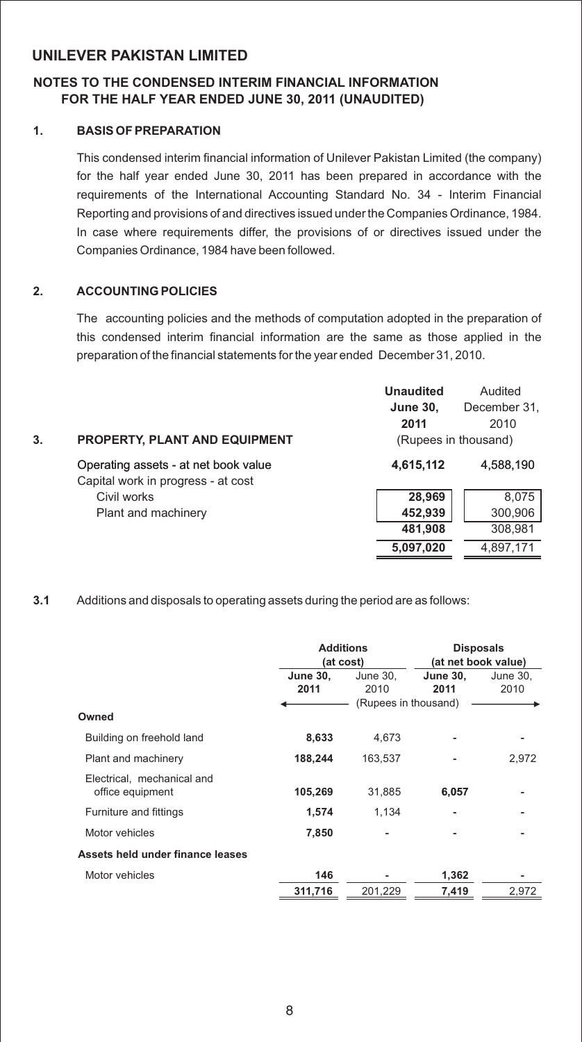## UNILEVER PAKISTAN LIMITED

### NOTES TO THE CONDENSED INTERIM FINANCIAL INFORMATION FOR THE HALF YEAR ENDED JUNE 30, 2011 (UNAUDITED)

**1. BASIS OF PREPARATION**

This condensed interim financial information of Unilever Pakistan Limited (the company) for the half year ended June 30, 2011 has been prepared in accordance with the requirements of the International Accounting Standard No. 34 - Interim Financial Reporting and provisions of and directives issued under the Companies Ordinance, 1984. In case where requirements differ, the provisions of or directives issued under the Companies Ordinance, 1984 have been followed.

**2. ACCOUNTING POLICIES**

The accounting policies and the methods of computation adopted in the preparation of this condensed interim financial information are the same as those applied in the preparation of the financial statements for the year ended December 31, 2010.

| **3. PROPERTY, PLANT AND EQUIPMENT** | **Unaudited June 30, 2011** | Audited December 31, 2010 |
|---|---|---|
| | (Rupees in thousand) | |
| Operating assets - at net book value | **4,615,112** | 4,588,190 |
| Capital work in progress - at cost | | |
| Civil works | **28,969** | 8,075 |
| Plant and machinery | **452,939** | 300,906 |
| | **481,908** | 308,981 |
| | **5,097,020** | 4,897,171 |

**3.1** Additions and disposals to operating assets during the period are as follows:

| | **Additions (at cost)** | | **Disposals (at net book value)** | |
|---|---|---|---|---|
| | **June 30, 2011** | June 30, 2010 | **June 30, 2011** | June 30, 2010 |
| | (Rupees in thousand) | | | |
| **Owned** | | | | |
| Building on freehold land | **8,633** | 4,673 | **-** | - |
| Plant and machinery | **188,244** | 163,537 | **-** | 2,972 |
| Electrical, mechanical and office equipment | **105,269** | 31,885 | **6,057** | - |
| Furniture and fittings | **1,574** | 1,134 | **-** | - |
| Motor vehicles | **7,850** | - | **-** | - |
| **Assets held under finance leases** | | | | |
| Motor vehicles | **146** | - | **1,362** | - |
| | **311,716** | 201,229 | **7,419** | 2,972 |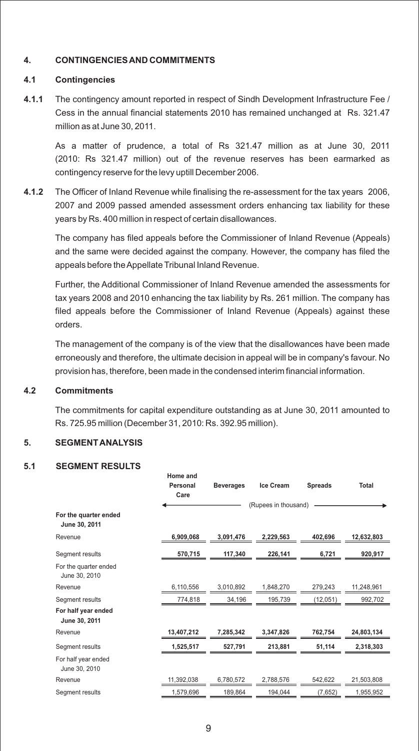## 4. CONTINGENCIES AND COMMITMENTS

### 4.1 Contingencies

**4.1.1** The contingency amount reported in respect of Sindh Development Infrastructure Fee / Cess in the annual financial statements 2010 has remained unchanged at Rs. 321.47 million as at June 30, 2011.

As a matter of prudence, a total of Rs 321.47 million as at June 30, 2011 (2010: Rs 321.47 million) out of the revenue reserves has been earmarked as contingency reserve for the levy uptill December 2006.

**4.1.2** The Officer of Inland Revenue while finalising the re-assessment for the tax years 2006, 2007 and 2009 passed amended assessment orders enhancing tax liability for these years by Rs. 400 million in respect of certain disallowances.

The company has filed appeals before the Commissioner of Inland Revenue (Appeals) and the same were decided against the company. However, the company has filed the appeals before the Appellate Tribunal Inland Revenue.

Further, the Additional Commissioner of Inland Revenue amended the assessments for tax years 2008 and 2010 enhancing the tax liability by Rs. 261 million. The company has filed appeals before the Commissioner of Inland Revenue (Appeals) against these orders.

The management of the company is of the view that the disallowances have been made erroneously and therefore, the ultimate decision in appeal will be in company's favour. No provision has, therefore, been made in the condensed interim financial information.

### 4.2 Commitments

The commitments for capital expenditure outstanding as at June 30, 2011 amounted to Rs. 725.95 million (December 31, 2010: Rs. 392.95 million).

## 5. SEGMENT ANALYSIS

### 5.1 SEGMENT RESULTS

| | Home and Personal Care | Beverages | Ice Cream | Spreads | Total |
|---|---|---|---|---|---|
| | (Rupees in thousand) | | | | |
| **For the quarter ended June 30, 2011** | | | | | |
| Revenue | **6,909,068** | **3,091,476** | **2,229,563** | **402,696** | **12,632,803** |
| Segment results | **570,715** | **117,340** | **226,141** | **6,721** | **920,917** |
| For the quarter ended June 30, 2010 | | | | | |
| Revenue | 6,110,556 | 3,010,892 | 1,848,270 | 279,243 | 11,248,961 |
| Segment results | 774,818 | 34,196 | 195,739 | (12,051) | 992,702 |
| **For half year ended June 30, 2011** | | | | | |
| Revenue | **13,407,212** | **7,285,342** | **3,347,826** | **762,754** | **24,803,134** |
| Segment results | **1,525,517** | **527,791** | **213,881** | **51,114** | **2,318,303** |
| For half year ended June 30, 2010 | | | | | |
| Revenue | 11,392,038 | 6,780,572 | 2,788,576 | 542,622 | 21,503,808 |
| Segment results | 1,579,696 | 189,864 | 194,044 | (7,652) | 1,955,952 |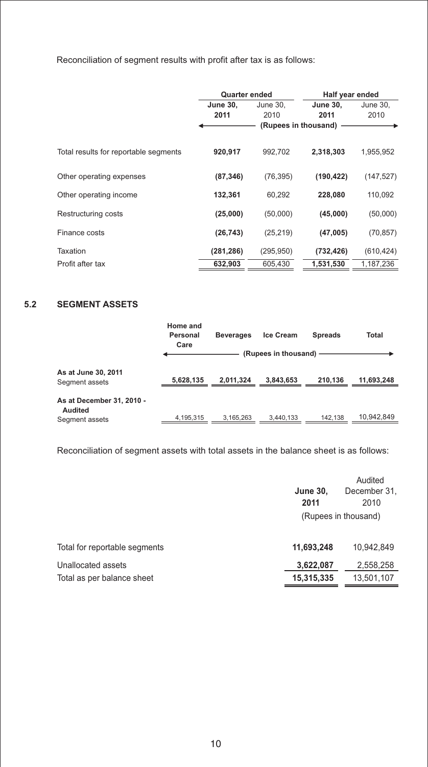Reconciliation of segment results with profit after tax is as follows:

| | Quarter ended | | Half year ended | |
|---|---|---|---|---|
| | **June 30, 2011** | June 30, 2010 | **June 30, 2011** | June 30, 2010 |
| | (Rupees in thousand) | | | |
| Total results for reportable segments | **920,917** | 992,702 | **2,318,303** | 1,955,952 |
| Other operating expenses | **(87,346)** | (76,395) | **(190,422)** | (147,527) |
| Other operating income | **132,361** | 60,292 | **228,080** | 110,092 |
| Restructuring costs | **(25,000)** | (50,000) | **(45,000)** | (50,000) |
| Finance costs | **(26,743)** | (25,219) | **(47,005)** | (70,857) |
| Taxation | **(281,286)** | (295,950) | **(732,426)** | (610,424) |
| Profit after tax | **632,903** | 605,430 | **1,531,530** | 1,187,236 |

## 5.2 SEGMENT ASSETS

| | Home and Personal Care | Beverages | Ice Cream | Spreads | Total |
|---|---|---|---|---|---|
| | (Rupees in thousand) | | | | |
| **As at June 30, 2011** | | | | | |
| Segment assets | **5,628,135** | **2,011,324** | **3,843,653** | **210,136** | **11,693,248** |
| **As at December 31, 2010 - Audited** | | | | | |
| Segment assets | 4,195,315 | 3,165,263 | 3,440,133 | 142,138 | 10,942,849 |

Reconciliation of segment assets with total assets in the balance sheet is as follows:

| | **June 30, 2011** | Audited December 31, 2010 |
|---|---|---|
| | (Rupees in thousand) | |
| Total for reportable segments | **11,693,248** | 10,942,849 |
| Unallocated assets | **3,622,087** | 2,558,258 |
| Total as per balance sheet | **15,315,335** | 13,501,107 |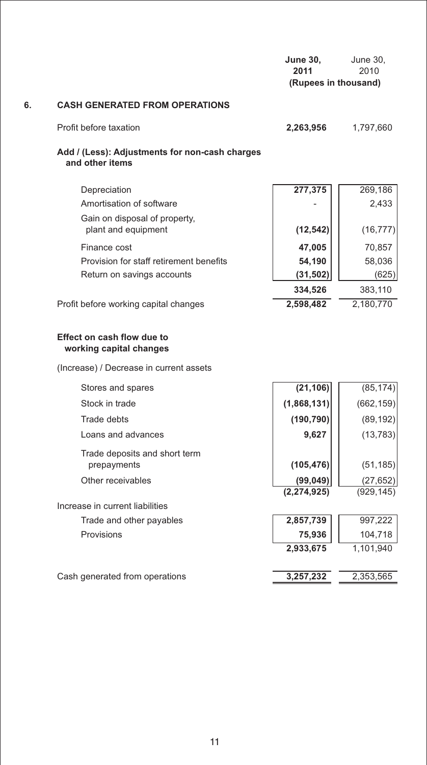| | June 30, 2011 | June 30, 2010 |
|---|---|---|
| | (Rupees in thousand) | |
| **6. CASH GENERATED FROM OPERATIONS** | | |
| Profit before taxation | **2,263,956** | 1,797,660 |
| **Add / (Less): Adjustments for non-cash charges and other items** | | |
| Depreciation | **277,375** | 269,186 |
| Amortisation of software | **-** | 2,433 |
| Gain on disposal of property, plant and equipment | **(12,542)** | (16,777) |
| Finance cost | **47,005** | 70,857 |
| Provision for staff retirement benefits | **54,190** | 58,036 |
| Return on savings accounts | **(31,502)** | (625) |
| | **334,526** | 383,110 |
| Profit before working capital changes | **2,598,482** | 2,180,770 |
| **Effect on cash flow due to working capital changes** | | |
| (Increase) / Decrease in current assets | | |
| Stores and spares | **(21,106)** | (85,174) |
| Stock in trade | **(1,868,131)** | (662,159) |
| Trade debts | **(190,790)** | (89,192) |
| Loans and advances | **9,627** | (13,783) |
| Trade deposits and short term prepayments | **(105,476)** | (51,185) |
| Other receivables | **(99,049)** | (27,652) |
| | **(2,274,925)** | (929,145) |
| Increase in current liabilities | | |
| Trade and other payables | **2,857,739** | 997,222 |
| Provisions | **75,936** | 104,718 |
| | **2,933,675** | 1,101,940 |
| Cash generated from operations | **3,257,232** | 2,353,565 |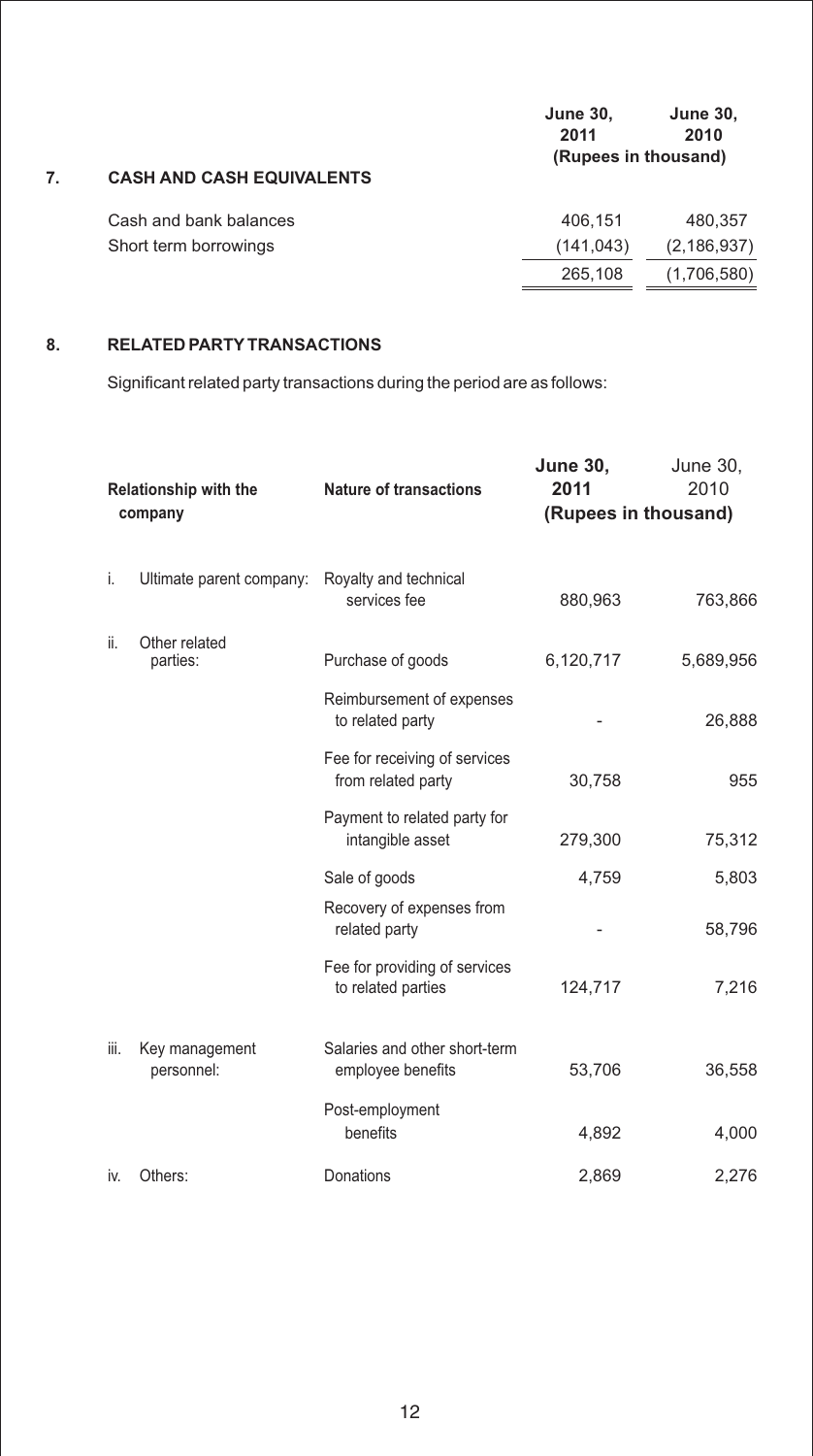## 7. CASH AND CASH EQUIVALENTS

| | June 30, 2011 | June 30, 2010 |
|---|---|---|
| | (Rupees in thousand) | |
| Cash and bank balances | 406,151 | 480,357 |
| Short term borrowings | (141,043) | (2,186,937) |
| | 265,108 | (1,706,580) |

## 8. RELATED PARTY TRANSACTIONS

Significant related party transactions during the period are as follows:

| Relationship with the company | Nature of transactions | June 30, 2011 | June 30, 2010 |
|---|---|---|---|
| | | (Rupees in thousand) | |
| i. Ultimate parent company: | Royalty and technical services fee | 880,963 | 763,866 |
| ii. Other related parties: | Purchase of goods | 6,120,717 | 5,689,956 |
| | Reimbursement of expenses to related party | - | 26,888 |
| | Fee for receiving of services from related party | 30,758 | 955 |
| | Payment to related party for intangible asset | 279,300 | 75,312 |
| | Sale of goods | 4,759 | 5,803 |
| | Recovery of expenses from related party | - | 58,796 |
| | Fee for providing of services to related parties | 124,717 | 7,216 |
| iii. Key management personnel: | Salaries and other short-term employee benefits | 53,706 | 36,558 |
| | Post-employment benefits | 4,892 | 4,000 |
| iv. Others: | Donations | 2,869 | 2,276 |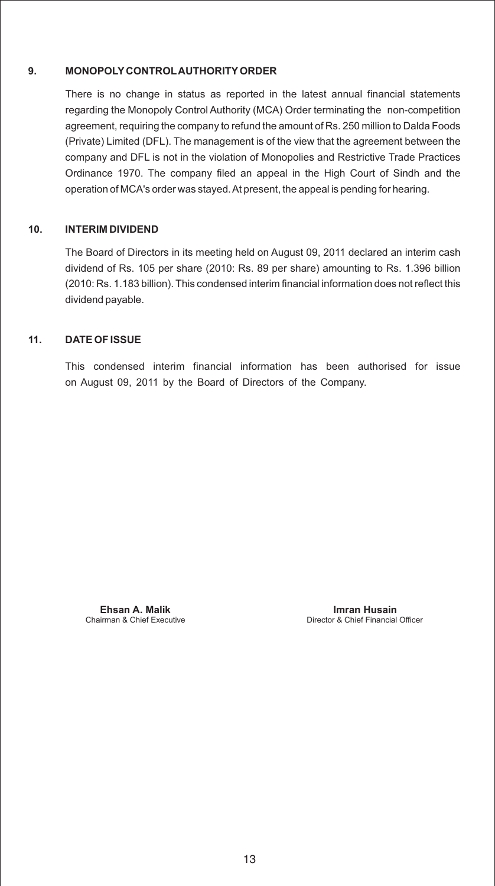## 9. MONOPOLY CONTROL AUTHORITY ORDER

There is no change in status as reported in the latest annual financial statements regarding the Monopoly Control Authority (MCA) Order terminating the non-competition agreement, requiring the company to refund the amount of Rs. 250 million to Dalda Foods (Private) Limited (DFL). The management is of the view that the agreement between the company and DFL is not in the violation of Monopolies and Restrictive Trade Practices Ordinance 1970. The company filed an appeal in the High Court of Sindh and the operation of MCA's order was stayed. At present, the appeal is pending for hearing.

## 10. INTERIM DIVIDEND

The Board of Directors in its meeting held on August 09, 2011 declared an interim cash dividend of Rs. 105 per share (2010: Rs. 89 per share) amounting to Rs. 1.396 billion (2010: Rs. 1.183 billion). This condensed interim financial information does not reflect this dividend payable.

## 11. DATE OF ISSUE

This condensed interim financial information has been authorised for issue on August 09, 2011 by the Board of Directors of the Company.

| **Ehsan A. Malik** | **Imran Husain** |
|---|---|
| Chairman & Chief Executive | Director & Chief Financial Officer |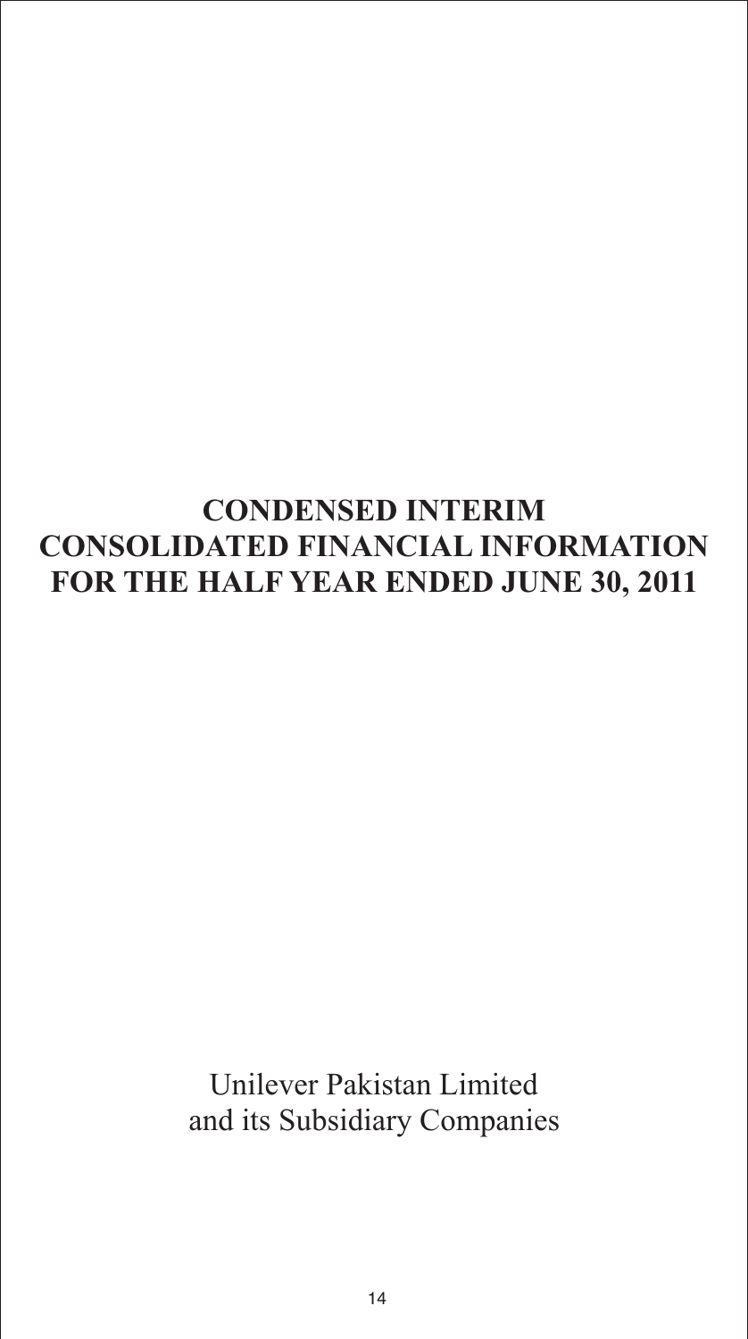# CONDENSED INTERIM CONSOLIDATED FINANCIAL INFORMATION FOR THE HALF YEAR ENDED JUNE 30, 2011

Unilever Pakistan Limited
and its Subsidiary Companies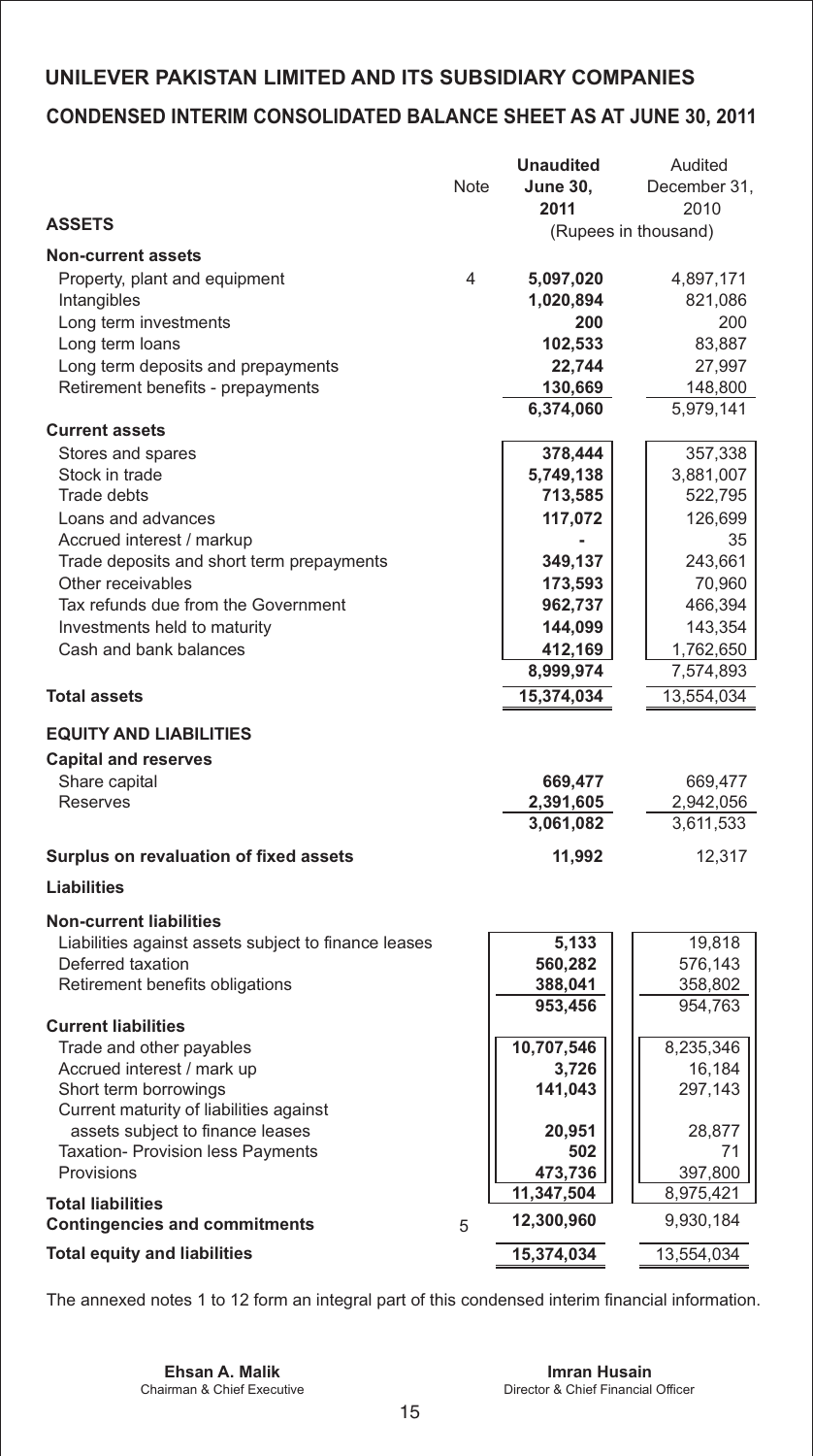# UNILEVER PAKISTAN LIMITED AND ITS SUBSIDIARY COMPANIES

## CONDENSED INTERIM CONSOLIDATED BALANCE SHEET AS AT JUNE 30, 2011

| | Note | Unaudited June 30, 2011 | Audited December 31, 2010 |
|---|---|---|---|
| **ASSETS** | | (Rupees in thousand) | |
| **Non-current assets** | | | |
| Property, plant and equipment | 4 | **5,097,020** | 4,897,171 |
| Intangibles | | **1,020,894** | 821,086 |
| Long term investments | | **200** | 200 |
| Long term loans | | **102,533** | 83,887 |
| Long term deposits and prepayments | | **22,744** | 27,997 |
| Retirement benefits - prepayments | | **130,669** | 148,800 |
| | | **6,374,060** | 5,979,141 |
| **Current assets** | | | |
| Stores and spares | | **378,444** | 357,338 |
| Stock in trade | | **5,749,138** | 3,881,007 |
| Trade debts | | **713,585** | 522,795 |
| Loans and advances | | **117,072** | 126,699 |
| Accrued interest / markup | | **-** | 35 |
| Trade deposits and short term prepayments | | **349,137** | 243,661 |
| Other receivables | | **173,593** | 70,960 |
| Tax refunds due from the Government | | **962,737** | 466,394 |
| Investments held to maturity | | **144,099** | 143,354 |
| Cash and bank balances | | **412,169** | 1,762,650 |
| | | **8,999,974** | 7,574,893 |
| **Total assets** | | **15,374,034** | 13,554,034 |
| **EQUITY AND LIABILITIES** | | | |
| **Capital and reserves** | | | |
| Share capital | | **669,477** | 669,477 |
| Reserves | | **2,391,605** | 2,942,056 |
| | | **3,061,082** | 3,611,533 |
| **Surplus on revaluation of fixed assets** | | **11,992** | 12,317 |
| **Liabilities** | | | |
| **Non-current liabilities** | | | |
| Liabilities against assets subject to finance leases | | **5,133** | 19,818 |
| Deferred taxation | | **560,282** | 576,143 |
| Retirement benefits obligations | | **388,041** | 358,802 |
| | | **953,456** | 954,763 |
| **Current liabilities** | | | |
| Trade and other payables | | **10,707,546** | 8,235,346 |
| Accrued interest / mark up | | **3,726** | 16,184 |
| Short term borrowings | | **141,043** | 297,143 |
| Current maturity of liabilities against assets subject to finance leases | | **20,951** | 28,877 |
| Taxation- Provision less Payments | | **502** | 71 |
| Provisions | | **473,736** | 397,800 |
| | | **11,347,504** | 8,975,421 |
| **Total liabilities** | | **12,300,960** | 9,930,184 |
| **Contingencies and commitments** | 5 | | |
| **Total equity and liabilities** | | **15,374,034** | 13,554,034 |

The annexed notes 1 to 12 form an integral part of this condensed interim financial information.

**Ehsan A. Malik**
Chairman & Chief Executive

**Imran Husain**
Director & Chief Financial Officer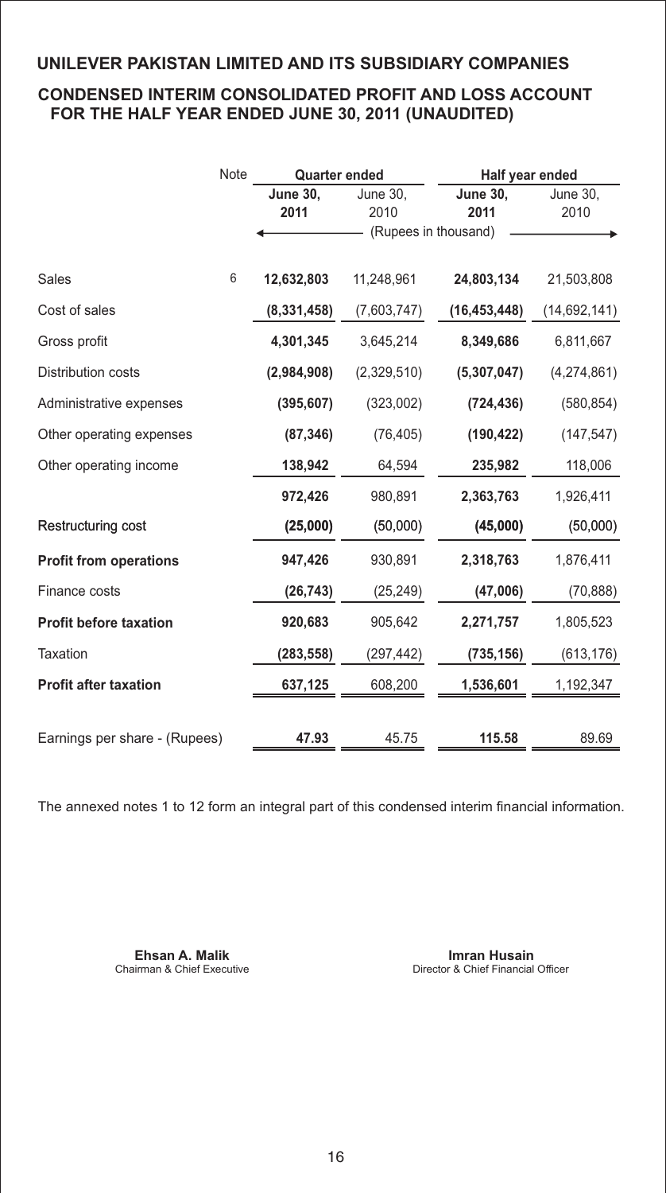# UNILEVER PAKISTAN LIMITED AND ITS SUBSIDIARY COMPANIES

## CONDENSED INTERIM CONSOLIDATED PROFIT AND LOSS ACCOUNT FOR THE HALF YEAR ENDED JUNE 30, 2011 (UNAUDITED)

| | Note | Quarter ended | | Half year ended | |
|---|---|---|---|---|---|
| | | **June 30, 2011** | June 30, 2010 | **June 30, 2011** | June 30, 2010 |
| | | (Rupees in thousand) | | | |
| Sales | 6 | **12,632,803** | 11,248,961 | **24,803,134** | 21,503,808 |
| Cost of sales | | **(8,331,458)** | (7,603,747) | **(16,453,448)** | (14,692,141) |
| Gross profit | | **4,301,345** | 3,645,214 | **8,349,686** | 6,811,667 |
| Distribution costs | | **(2,984,908)** | (2,329,510) | **(5,307,047)** | (4,274,861) |
| Administrative expenses | | **(395,607)** | (323,002) | **(724,436)** | (580,854) |
| Other operating expenses | | **(87,346)** | (76,405) | **(190,422)** | (147,547) |
| Other operating income | | **138,942** | 64,594 | **235,982** | 118,006 |
| | | **972,426** | 980,891 | **2,363,763** | 1,926,411 |
| Restructuring cost | | **(25,000)** | (50,000) | **(45,000)** | (50,000) |
| **Profit from operations** | | **947,426** | 930,891 | **2,318,763** | 1,876,411 |
| Finance costs | | **(26,743)** | (25,249) | **(47,006)** | (70,888) |
| **Profit before taxation** | | **920,683** | 905,642 | **2,271,757** | 1,805,523 |
| Taxation | | **(283,558)** | (297,442) | **(735,156)** | (613,176) |
| **Profit after taxation** | | **637,125** | 608,200 | **1,536,601** | 1,192,347 |
| Earnings per share - (Rupees) | | **47.93** | 45.75 | **115.58** | 89.69 |

The annexed notes 1 to 12 form an integral part of this condensed interim financial information.

**Ehsan A. Malik**
Chairman & Chief Executive

**Imran Husain**
Director & Chief Financial Officer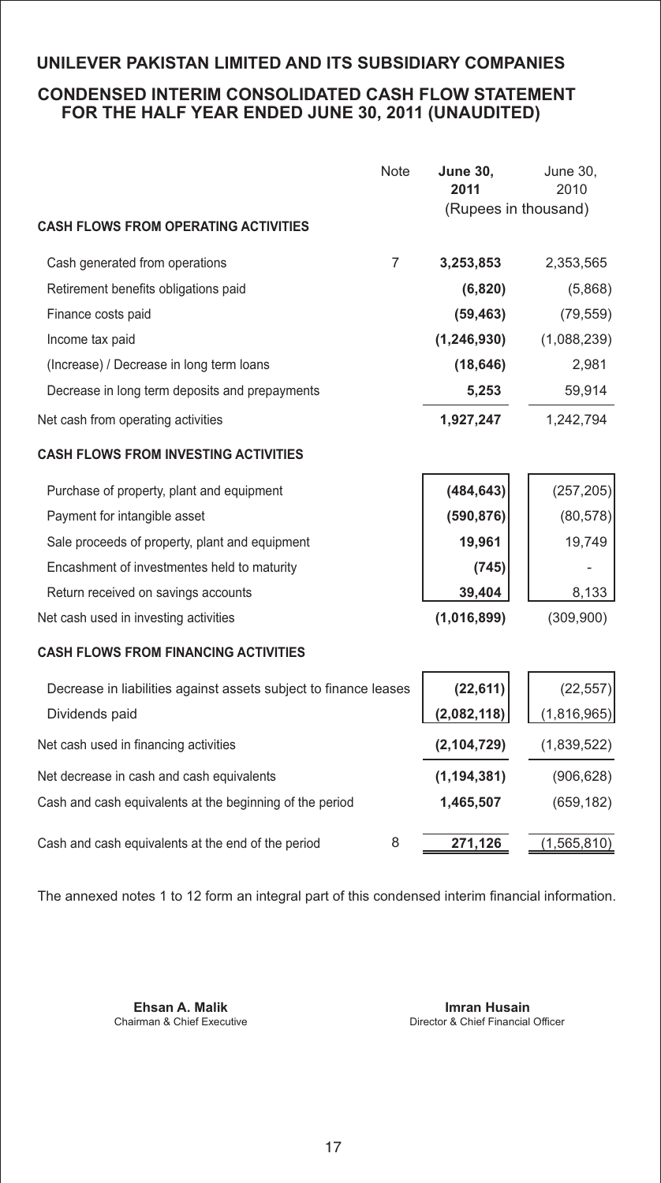## UNILEVER PAKISTAN LIMITED AND ITS SUBSIDIARY COMPANIES

### CONDENSED INTERIM CONSOLIDATED CASH FLOW STATEMENT FOR THE HALF YEAR ENDED JUNE 30, 2011 (UNAUDITED)

| | Note | **June 30, 2011** | June 30, 2010 |
|---|---|---|---|
| | | (Rupees in thousand) | |
| **CASH FLOWS FROM OPERATING ACTIVITIES** | | | |
| Cash generated from operations | 7 | **3,253,853** | 2,353,565 |
| Retirement benefits obligations paid | | **(6,820)** | (5,868) |
| Finance costs paid | | **(59,463)** | (79,559) |
| Income tax paid | | **(1,246,930)** | (1,088,239) |
| (Increase) / Decrease in long term loans | | **(18,646)** | 2,981 |
| Decrease in long term deposits and prepayments | | **5,253** | 59,914 |
| Net cash from operating activities | | **1,927,247** | 1,242,794 |
| **CASH FLOWS FROM INVESTING ACTIVITIES** | | | |
| Purchase of property, plant and equipment | | **(484,643)** | (257,205) |
| Payment for intangible asset | | **(590,876)** | (80,578) |
| Sale proceeds of property, plant and equipment | | **19,961** | 19,749 |
| Encashment of investmentes held to maturity | | **(745)** | - |
| Return received on savings accounts | | **39,404** | 8,133 |
| Net cash used in investing activities | | **(1,016,899)** | (309,900) |
| **CASH FLOWS FROM FINANCING ACTIVITIES** | | | |
| Decrease in liabilities against assets subject to finance leases | | **(22,611)** | (22,557) |
| Dividends paid | | **(2,082,118)** | (1,816,965) |
| Net cash used in financing activities | | **(2,104,729)** | (1,839,522) |
| Net decrease in cash and cash equivalents | | **(1,194,381)** | (906,628) |
| Cash and cash equivalents at the beginning of the period | | **1,465,507** | (659,182) |
| Cash and cash equivalents at the end of the period | 8 | **271,126** | (1,565,810) |

The annexed notes 1 to 12 form an integral part of this condensed interim financial information.

**Ehsan A. Malik**
Chairman & Chief Executive

**Imran Husain**
Director & Chief Financial Officer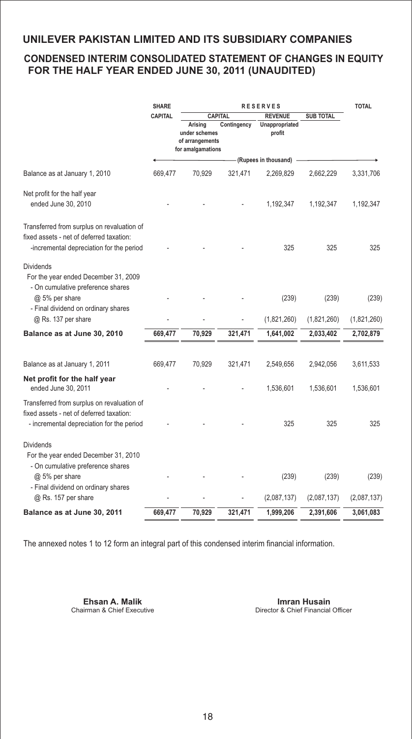## UNILEVER PAKISTAN LIMITED AND ITS SUBSIDIARY COMPANIES

### CONDENSED INTERIM CONSOLIDATED STATEMENT OF CHANGES IN EQUITY FOR THE HALF YEAR ENDED JUNE 30, 2011 (UNAUDITED)

| | SHARE CAPITAL | RESERVES | | | | TOTAL |
|---|---|---|---|---|---|---|
| | | CAPITAL | | REVENUE | SUB TOTAL | |
| | | Arising under schemes of arrangements for amalgamations | Contingency | Unappropriated profit | | |
| | (Rupees in thousand) | | | | | |
| Balance as at January 1, 2010 | 669,477 | 70,929 | 321,471 | 2,269,829 | 2,662,229 | 3,331,706 |
| Net profit for the half year ended June 30, 2010 | - | - | - | 1,192,347 | 1,192,347 | 1,192,347 |
| Transferred from surplus on revaluation of fixed assets - net of deferred taxation: -incremental depreciation for the period | - | - | - | 325 | 325 | 325 |
| Dividends | | | | | | |
| For the year ended December 31, 2009 | | | | | | |
| - On cumulative preference shares @ 5% per share | - | - | - | (239) | (239) | (239) |
| - Final dividend on ordinary shares @ Rs. 137 per share | - | - | - | (1,821,260) | (1,821,260) | (1,821,260) |
| **Balance as at June 30, 2010** | **669,477** | **70,929** | **321,471** | **1,641,002** | **2,033,402** | **2,702,879** |
| Balance as at January 1, 2011 | 669,477 | 70,929 | 321,471 | 2,549,656 | 2,942,056 | 3,611,533 |
| **Net profit for the half year** ended June 30, 2011 | - | - | - | 1,536,601 | 1,536,601 | 1,536,601 |
| Transferred from surplus on revaluation of fixed assets - net of deferred taxation: - incremental depreciation for the period | - | - | - | 325 | 325 | 325 |
| Dividends | | | | | | |
| For the year ended December 31, 2010 | | | | | | |
| - On cumulative preference shares @ 5% per share | - | - | - | (239) | (239) | (239) |
| - Final dividend on ordinary shares @ Rs. 157 per share | - | - | - | (2,087,137) | (2,087,137) | (2,087,137) |
| **Balance as at June 30, 2011** | **669,477** | **70,929** | **321,471** | **1,999,206** | **2,391,606** | **3,061,083** |

The annexed notes 1 to 12 form an integral part of this condensed interim financial information.

**Ehsan A. Malik**
Chairman & Chief Executive

**Imran Husain**
Director & Chief Financial Officer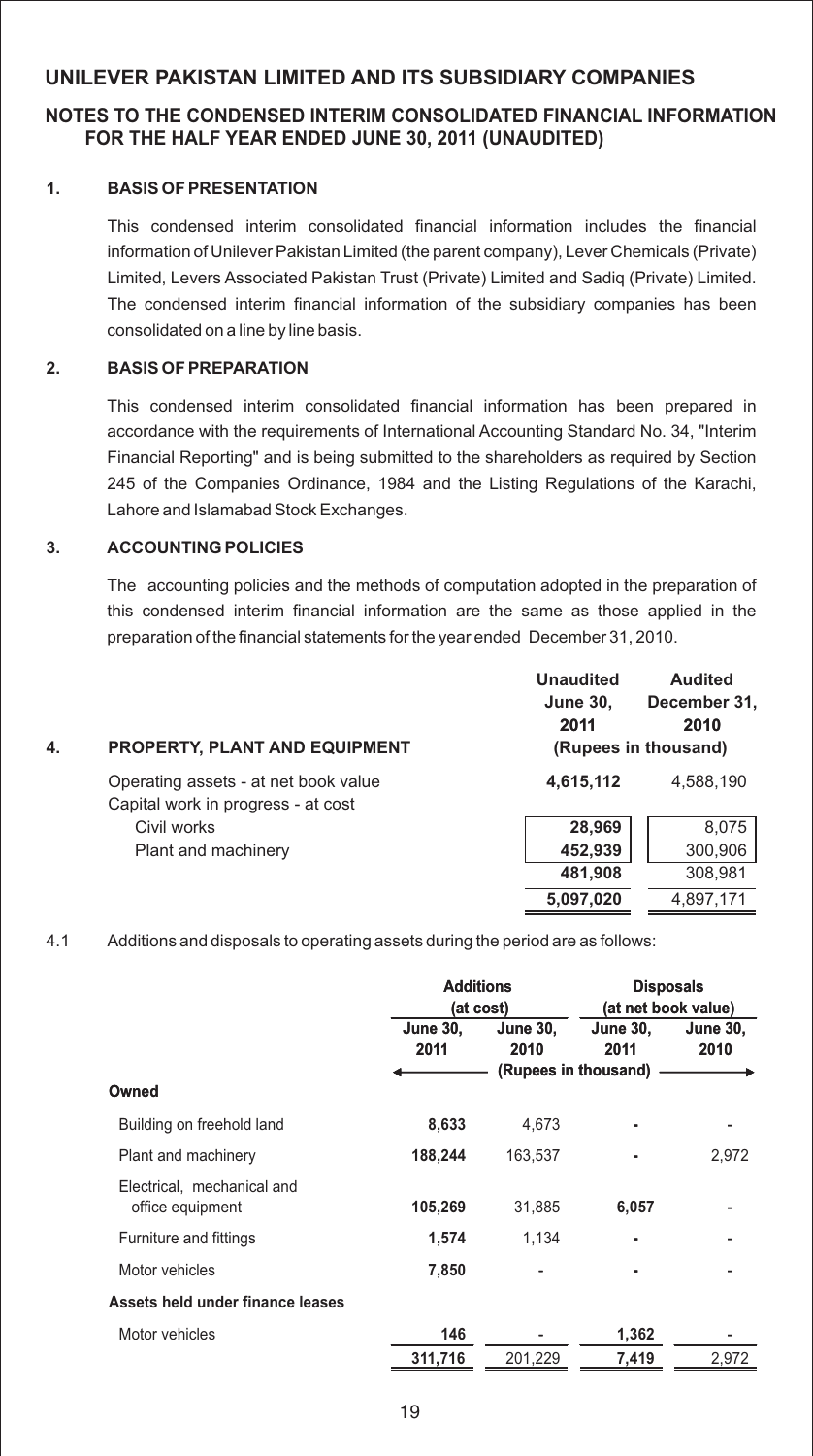# UNILEVER PAKISTAN LIMITED AND ITS SUBSIDIARY COMPANIES

## NOTES TO THE CONDENSED INTERIM CONSOLIDATED FINANCIAL INFORMATION FOR THE HALF YEAR ENDED JUNE 30, 2011 (UNAUDITED)

### 1. BASIS OF PRESENTATION

This condensed interim consolidated financial information includes the financial information of Unilever Pakistan Limited (the parent company), Lever Chemicals (Private) Limited, Levers Associated Pakistan Trust (Private) Limited and Sadiq (Private) Limited. The condensed interim financial information of the subsidiary companies has been consolidated on a line by line basis.

### 2. BASIS OF PREPARATION

This condensed interim consolidated financial information has been prepared in accordance with the requirements of International Accounting Standard No. 34, "Interim Financial Reporting" and is being submitted to the shareholders as required by Section 245 of the Companies Ordinance, 1984 and the Listing Regulations of the Karachi, Lahore and Islamabad Stock Exchanges.

### 3. ACCOUNTING POLICIES

The accounting policies and the methods of computation adopted in the preparation of this condensed interim financial information are the same as those applied in the preparation of the financial statements for the year ended December 31, 2010.

### 4. PROPERTY, PLANT AND EQUIPMENT

| | Unaudited June 30, 2011 | Audited December 31, 2010 |
|---|---|---|
| | (Rupees in thousand) | |
| Operating assets - at net book value | **4,615,112** | 4,588,190 |
| Capital work in progress - at cost | | |
| Civil works | **28,969** | 8,075 |
| Plant and machinery | **452,939** | 300,906 |
| | **481,908** | 308,981 |
| | **5,097,020** | 4,897,171 |

4.1 Additions and disposals to operating assets during the period are as follows:

| | Additions (at cost) | | Disposals (at net book value) | |
|---|---|---|---|---|
| | June 30, 2011 | June 30, 2010 | June 30, 2011 | June 30, 2010 |
| | (Rupees in thousand) | | | |
| **Owned** | | | | |
| Building on freehold land | **8,633** | 4,673 | **-** | - |
| Plant and machinery | **188,244** | 163,537 | **-** | 2,972 |
| Electrical, mechanical and office equipment | **105,269** | 31,885 | **6,057** | - |
| Furniture and fittings | **1,574** | 1,134 | **-** | - |
| Motor vehicles | **7,850** | - | **-** | - |
| **Assets held under finance leases** | | | | |
| Motor vehicles | **146** | - | **1,362** | - |
| | **311,716** | 201,229 | **7,419** | 2,972 |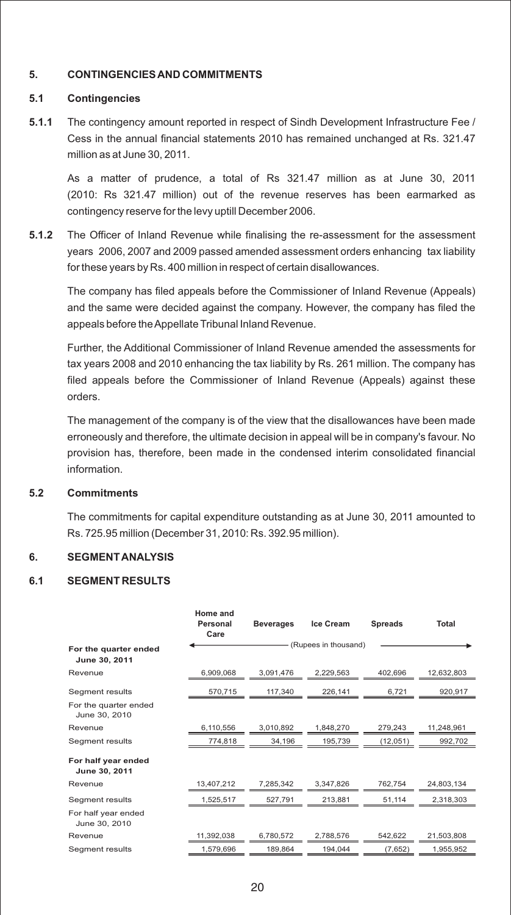## 5. CONTINGENCIES AND COMMITMENTS

### 5.1 Contingencies

**5.1.1** The contingency amount reported in respect of Sindh Development Infrastructure Fee / Cess in the annual financial statements 2010 has remained unchanged at Rs. 321.47 million as at June 30, 2011.

As a matter of prudence, a total of Rs 321.47 million as at June 30, 2011 (2010: Rs 321.47 million) out of the revenue reserves has been earmarked as contingency reserve for the levy uptill December 2006.

**5.1.2** The Officer of Inland Revenue while finalising the re-assessment for the assessment years 2006, 2007 and 2009 passed amended assessment orders enhancing tax liability for these years by Rs. 400 million in respect of certain disallowances.

The company has filed appeals before the Commissioner of Inland Revenue (Appeals) and the same were decided against the company. However, the company has filed the appeals before the Appellate Tribunal Inland Revenue.

Further, the Additional Commissioner of Inland Revenue amended the assessments for tax years 2008 and 2010 enhancing the tax liability by Rs. 261 million. The company has filed appeals before the Commissioner of Inland Revenue (Appeals) against these orders.

The management of the company is of the view that the disallowances have been made erroneously and therefore, the ultimate decision in appeal will be in company's favour. No provision has, therefore, been made in the condensed interim consolidated financial information.

### 5.2 Commitments

The commitments for capital expenditure outstanding as at June 30, 2011 amounted to Rs. 725.95 million (December 31, 2010: Rs. 392.95 million).

## 6. SEGMENT ANALYSIS

### 6.1 SEGMENT RESULTS

| | Home and Personal Care | Beverages | Ice Cream | Spreads | Total |
|---|---|---|---|---|---|
| | (Rupees in thousand) | | | | |
| **For the quarter ended June 30, 2011** | | | | | |
| Revenue | 6,909,068 | 3,091,476 | 2,229,563 | 402,696 | 12,632,803 |
| Segment results | 570,715 | 117,340 | 226,141 | 6,721 | 920,917 |
| For the quarter ended June 30, 2010 | | | | | |
| Revenue | 6,110,556 | 3,010,892 | 1,848,270 | 279,243 | 11,248,961 |
| Segment results | 774,818 | 34,196 | 195,739 | (12,051) | 992,702 |
| **For half year ended June 30, 2011** | | | | | |
| Revenue | 13,407,212 | 7,285,342 | 3,347,826 | 762,754 | 24,803,134 |
| Segment results | 1,525,517 | 527,791 | 213,881 | 51,114 | 2,318,303 |
| For half year ended June 30, 2010 | | | | | |
| Revenue | 11,392,038 | 6,780,572 | 2,788,576 | 542,622 | 21,503,808 |
| Segment results | 1,579,696 | 189,864 | 194,044 | (7,652) | 1,955,952 |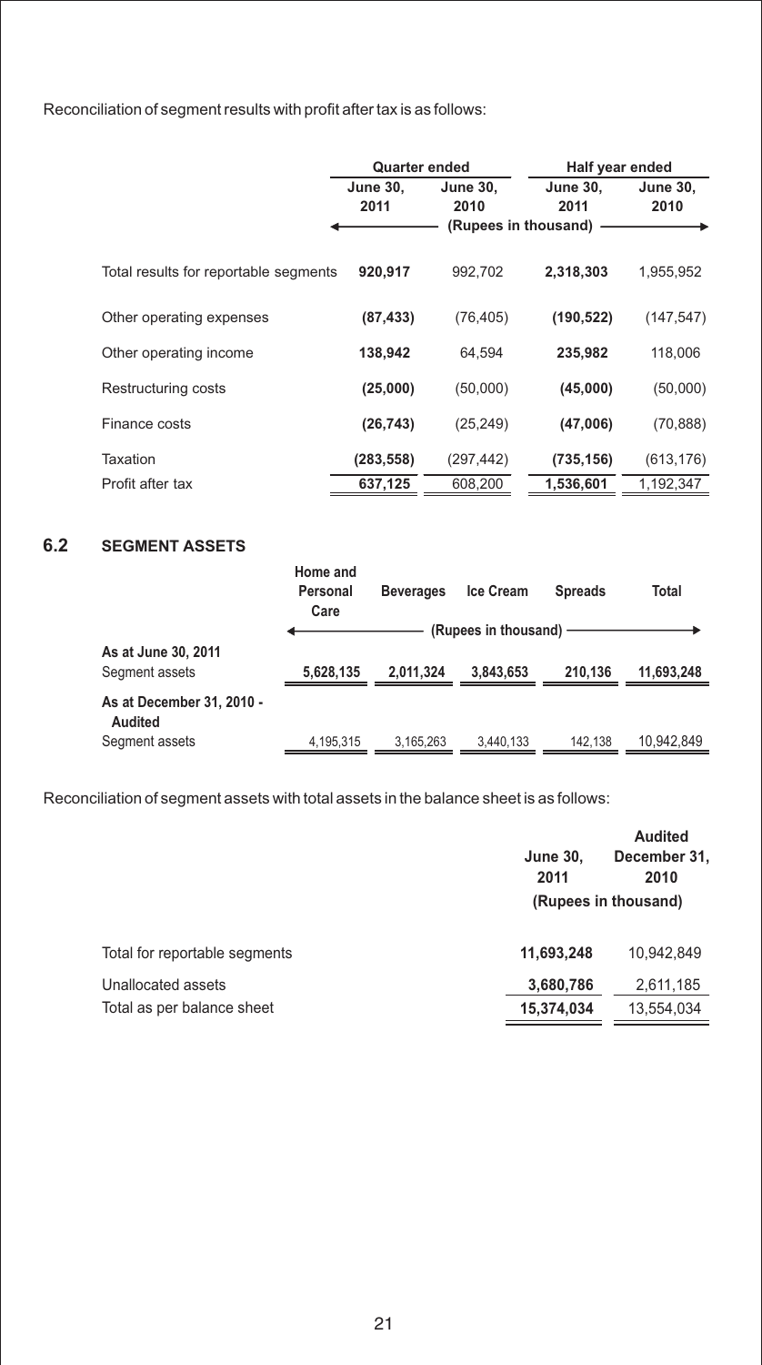Reconciliation of segment results with profit after tax is as follows:

| | Quarter ended | | Half year ended | |
|---|---|---|---|---|
| | **June 30, 2011** | **June 30, 2010** | **June 30, 2011** | **June 30, 2010** |
| | (Rupees in thousand) | | | |
| Total results for reportable segments | **920,917** | 992,702 | **2,318,303** | 1,955,952 |
| Other operating expenses | **(87,433)** | (76,405) | **(190,522)** | (147,547) |
| Other operating income | **138,942** | 64,594 | **235,982** | 118,006 |
| Restructuring costs | **(25,000)** | (50,000) | **(45,000)** | (50,000) |
| Finance costs | **(26,743)** | (25,249) | **(47,006)** | (70,888) |
| Taxation | **(283,558)** | (297,442) | **(735,156)** | (613,176) |
| Profit after tax | **637,125** | 608,200 | **1,536,601** | 1,192,347 |

## 6.2 SEGMENT ASSETS

| | Home and Personal Care | Beverages | Ice Cream | Spreads | Total |
|---|---|---|---|---|---|
| | (Rupees in thousand) | | | | |
| **As at June 30, 2011** | | | | | |
| Segment assets | **5,628,135** | **2,011,324** | **3,843,653** | **210,136** | **11,693,248** |
| **As at December 31, 2010 - Audited** | | | | | |
| Segment assets | 4,195,315 | 3,165,263 | 3,440,133 | 142,138 | 10,942,849 |

Reconciliation of segment assets with total assets in the balance sheet is as follows:

| | June 30, 2011 | Audited December 31, 2010 |
|---|---|---|
| | (Rupees in thousand) | |
| Total for reportable segments | **11,693,248** | 10,942,849 |
| Unallocated assets | **3,680,786** | 2,611,185 |
| Total as per balance sheet | **15,374,034** | 13,554,034 |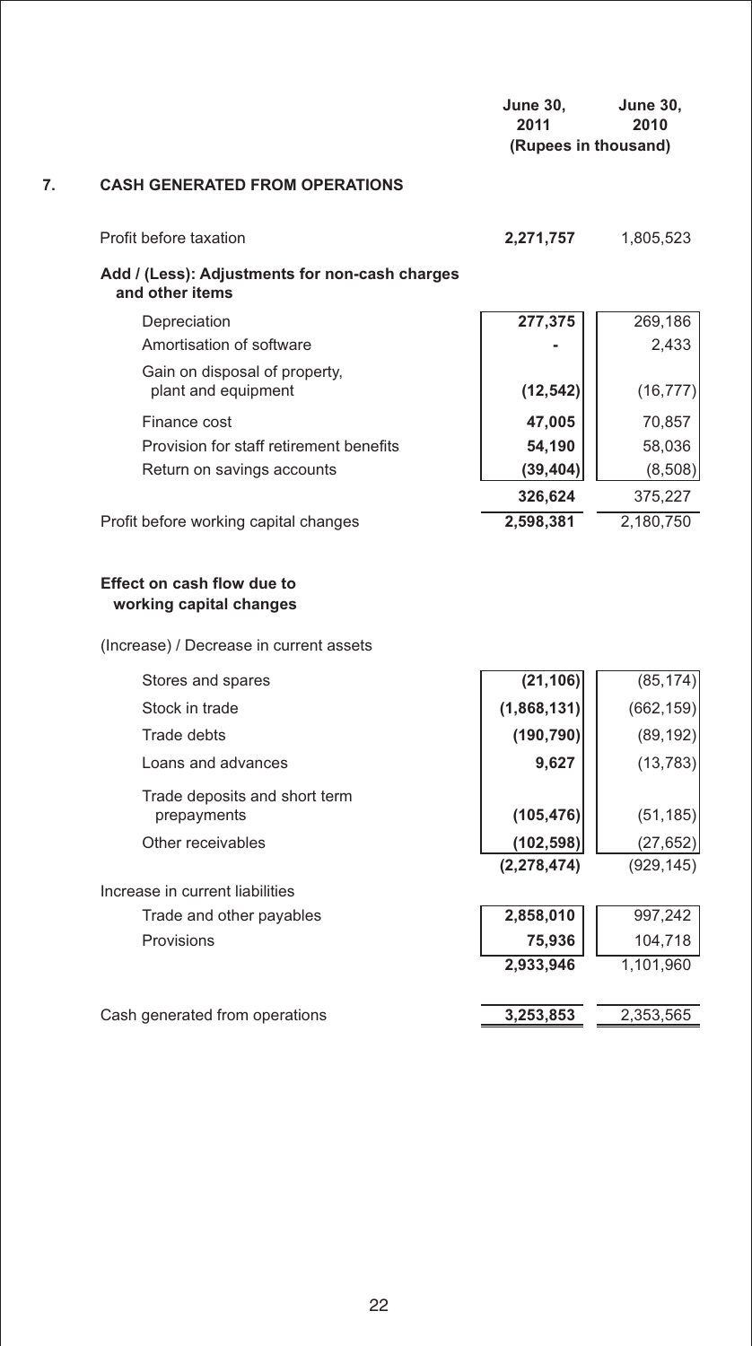| | June 30, 2011 | June 30, 2010 |
|---|---|---|
| | (Rupees in thousand) | |

## 7. CASH GENERATED FROM OPERATIONS

| | June 30, 2011 | June 30, 2010 |
|---|---|---|
| Profit before taxation | **2,271,757** | 1,805,523 |
| **Add / (Less): Adjustments for non-cash charges and other items** | | |
| Depreciation | **277,375** | 269,186 |
| Amortisation of software | **-** | 2,433 |
| Gain on disposal of property, plant and equipment | **(12,542)** | (16,777) |
| Finance cost | **47,005** | 70,857 |
| Provision for staff retirement benefits | **54,190** | 58,036 |
| Return on savings accounts | **(39,404)** | (8,508) |
| | **326,624** | 375,227 |
| Profit before working capital changes | **2,598,381** | 2,180,750 |
| **Effect on cash flow due to working capital changes** | | |
| (Increase) / Decrease in current assets | | |
| Stores and spares | **(21,106)** | (85,174) |
| Stock in trade | **(1,868,131)** | (662,159) |
| Trade debts | **(190,790)** | (89,192) |
| Loans and advances | **9,627** | (13,783) |
| Trade deposits and short term prepayments | **(105,476)** | (51,185) |
| Other receivables | **(102,598)** | (27,652) |
| | **(2,278,474)** | (929,145) |
| Increase in current liabilities | | |
| Trade and other payables | **2,858,010** | 997,242 |
| Provisions | **75,936** | 104,718 |
| | **2,933,946** | 1,101,960 |
| Cash generated from operations | **3,253,853** | 2,353,565 |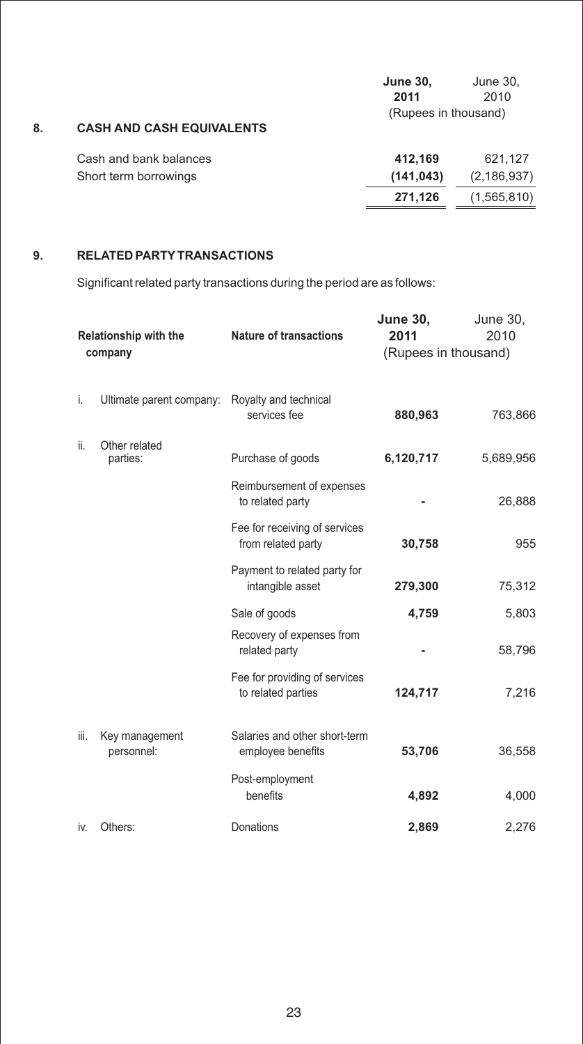## 8. CASH AND CASH EQUIVALENTS

| | June 30, 2011 | June 30, 2010 |
|---|---|---|
| | (Rupees in thousand) | |
| Cash and bank balances | **412,169** | 621,127 |
| Short term borrowings | **(141,043)** | (2,186,937) |
| | **271,126** | (1,565,810) |

## 9. RELATED PARTY TRANSACTIONS

Significant related party transactions during the period are as follows:

| Relationship with the company | Nature of transactions | June 30, 2011 | June 30, 2010 |
|---|---|---|---|
| | | (Rupees in thousand) | |
| i. Ultimate parent company: | Royalty and technical services fee | **880,963** | 763,866 |
| ii. Other related parties: | Purchase of goods | **6,120,717** | 5,689,956 |
| | Reimbursement of expenses to related party | **-** | 26,888 |
| | Fee for receiving of services from related party | **30,758** | 955 |
| | Payment to related party for intangible asset | **279,300** | 75,312 |
| | Sale of goods | **4,759** | 5,803 |
| | Recovery of expenses from related party | **-** | 58,796 |
| | Fee for providing of services to related parties | **124,717** | 7,216 |
| iii. Key management personnel: | Salaries and other short-term employee benefits | **53,706** | 36,558 |
| | Post-employment benefits | **4,892** | 4,000 |
| iv. Others: | Donations | **2,869** | 2,276 |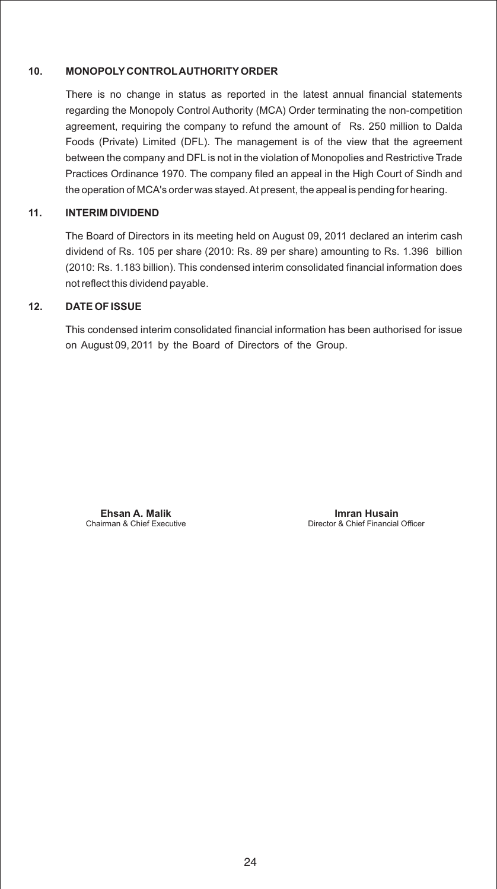## 10. MONOPOLY CONTROL AUTHORITY ORDER

There is no change in status as reported in the latest annual financial statements regarding the Monopoly Control Authority (MCA) Order terminating the non-competition agreement, requiring the company to refund the amount of Rs. 250 million to Dalda Foods (Private) Limited (DFL). The management is of the view that the agreement between the company and DFL is not in the violation of Monopolies and Restrictive Trade Practices Ordinance 1970. The company filed an appeal in the High Court of Sindh and the operation of MCA's order was stayed. At present, the appeal is pending for hearing.

## 11. INTERIM DIVIDEND

The Board of Directors in its meeting held on August 09, 2011 declared an interim cash dividend of Rs. 105 per share (2010: Rs. 89 per share) amounting to Rs. 1.396 billion (2010: Rs. 1.183 billion). This condensed interim consolidated financial information does not reflect this dividend payable.

## 12. DATE OF ISSUE

This condensed interim consolidated financial information has been authorised for issue on August 09, 2011 by the Board of Directors of the Group.

**Ehsan A. Malik**
Chairman & Chief Executive

**Imran Husain**
Director & Chief Financial Officer